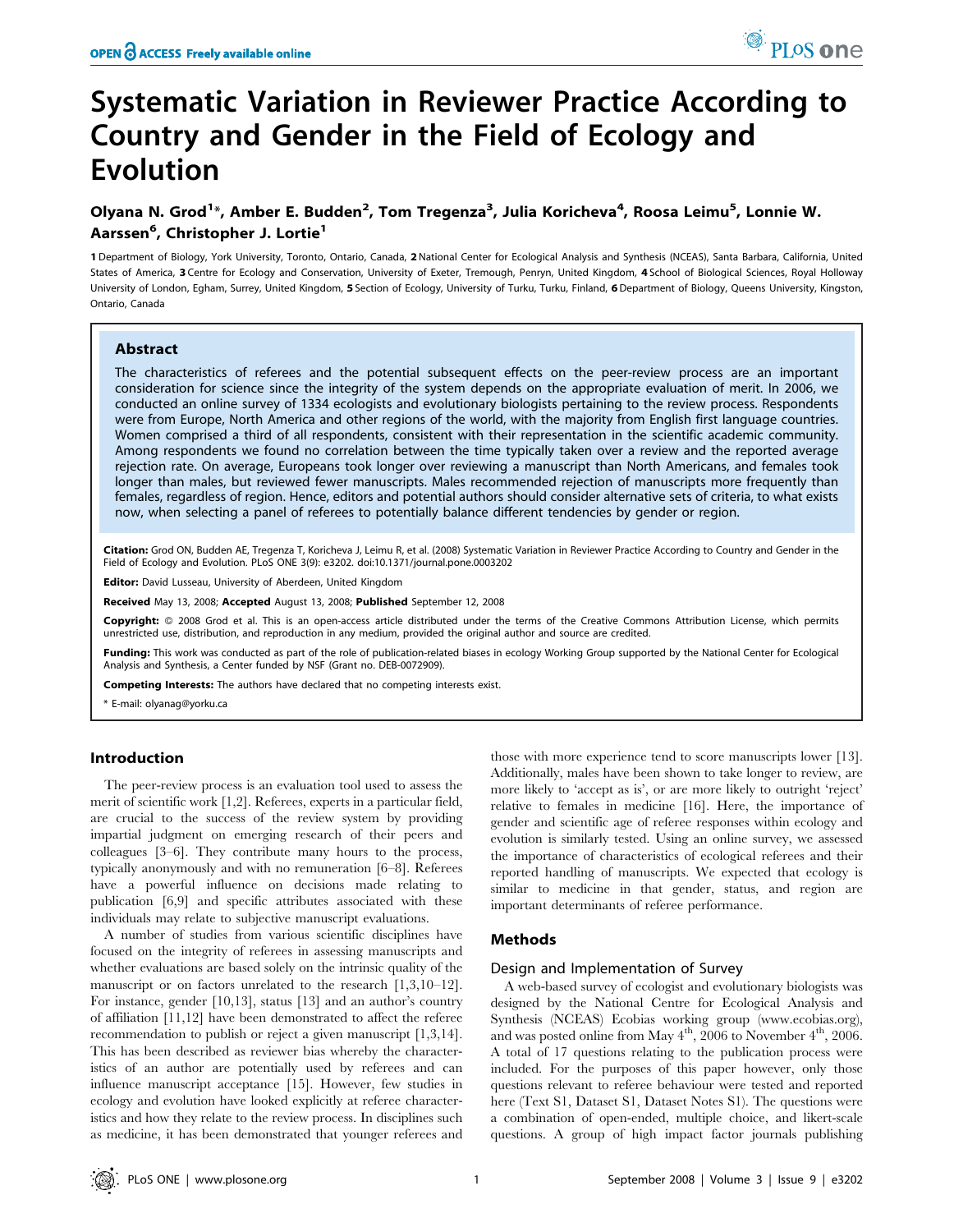# Systematic Variation in Reviewer Practice According to Country and Gender in the Field of Ecology and Evolution

**Olyana N. Grod[1]\*, Amber E. Budden[2], Tom Tregenza[3], Julia Koricheva[4], Roosa Leimu[5], Lonnie W. Aarssen[6], Christopher J. Lortie[1]**

1 Department of Biology, York University, Toronto, Ontario, Canada, 2 National Center for Ecological Analysis and Synthesis (NCEAS), Santa Barbara, California, United States of America, 3 Centre for Ecology and Conservation, University of Exeter, Tremough, Penryn, United Kingdom, 4 School of Biological Sciences, Royal Holloway University of London, Egham, Surrey, United Kingdom, 5 Section of Ecology, University of Turku, Turku, Finland, 6 Department of Biology, Queens University, Kingston, Ontario, Canada

## Abstract

The characteristics of referees and the potential subsequent effects on the peer-review process are an important consideration for science since the integrity of the system depends on the appropriate evaluation of merit. In 2006, we conducted an online survey of 1334 ecologists and evolutionary biologists pertaining to the review process. Respondents were from Europe, North America and other regions of the world, with the majority from English first language countries. Women comprised a third of all respondents, consistent with their representation in the scientific academic community. Among respondents we found no correlation between the time typically taken over a review and the reported average rejection rate. On average, Europeans took longer over reviewing a manuscript than North Americans, and females took longer than males, but reviewed fewer manuscripts. Males recommended rejection of manuscripts more frequently than females, regardless of region. Hence, editors and potential authors should consider alternative sets of criteria, to what exists now, when selecting a panel of referees to potentially balance different tendencies by gender or region.

**Citation:** Grod ON, Budden AE, Tregenza T, Koricheva J, Leimu R, et al. (2008) Systematic Variation in Reviewer Practice According to Country and Gender in the Field of Ecology and Evolution. PLoS ONE 3(9): e3202. doi:10.1371/journal.pone.0003202

**Editor:** David Lusseau, University of Aberdeen, United Kingdom

**Received** May 13, 2008; **Accepted** August 13, 2008; **Published** September 12, 2008

**Copyright:** © 2008 Grod et al. This is an open-access article distributed under the terms of the Creative Commons Attribution License, which permits unrestricted use, distribution, and reproduction in any medium, provided the original author and source are credited.

**Funding:** This work was conducted as part of the role of publication-related biases in ecology Working Group supported by the National Center for Ecological Analysis and Synthesis, a Center funded by NSF (Grant no. DEB-0072909).

**Competing Interests:** The authors have declared that no competing interests exist.

\* E-mail: olyanag@yorku.ca

## Introduction

The peer-review process is an evaluation tool used to assess the merit of scientific work [1,2]. Referees, experts in a particular field, are crucial to the success of the review system by providing impartial judgment on emerging research of their peers and colleagues [3–6]. They contribute many hours to the process, typically anonymously and with no remuneration [6–8]. Referees have a powerful influence on decisions made relating to publication [6,9] and specific attributes associated with these individuals may relate to subjective manuscript evaluations.

A number of studies from various scientific disciplines have focused on the integrity of referees in assessing manuscripts and whether evaluations are based solely on the intrinsic quality of the manuscript or on factors unrelated to the research [1,3,10–12]. For instance, gender [10,13], status [13] and an author's country of affiliation [11,12] have been demonstrated to affect the referee recommendation to publish or reject a given manuscript [1,3,14]. This has been described as reviewer bias whereby the characteristics of an author are potentially used by referees and can influence manuscript acceptance [15]. However, few studies in ecology and evolution have looked explicitly at referee characteristics and how they relate to the review process. In disciplines such as medicine, it has been demonstrated that younger referees and those with more experience tend to score manuscripts lower [13]. Additionally, males have been shown to take longer to review, are more likely to 'accept as is', or are more likely to outright 'reject' relative to females in medicine [16]. Here, the importance of gender and scientific age of referee responses within ecology and evolution is similarly tested. Using an online survey, we assessed the importance of characteristics of ecological referees and their reported handling of manuscripts. We expected that ecology is similar to medicine in that gender, status, and region are important determinants of referee performance.

## Methods

### Design and Implementation of Survey

A web-based survey of ecologist and evolutionary biologists was designed by the National Centre for Ecological Analysis and Synthesis (NCEAS) Ecobias working group (www.ecobias.org), and was posted online from May 4th, 2006 to November 4th, 2006. A total of 17 questions relating to the publication process were included. For the purposes of this paper however, only those questions relevant to referee behaviour were tested and reported here (Text S1, Dataset S1, Dataset Notes S1). The questions were a combination of open-ended, multiple choice, and likert-scale questions. A group of high impact factor journals publishing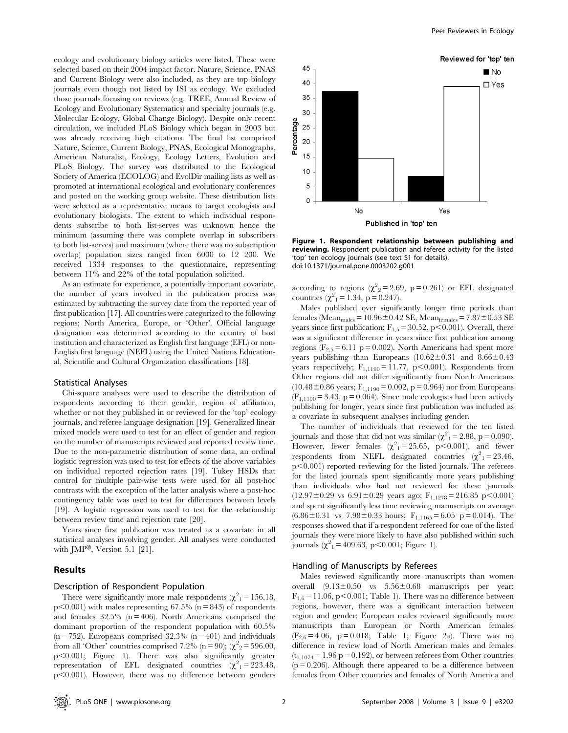ecology and evolutionary biology articles were listed. These were selected based on their 2004 impact factor. Nature, Science, PNAS and Current Biology were also included, as they are top biology journals even though not listed by ISI as ecology. We excluded those journals focusing on reviews (e.g. TREE, Annual Review of Ecology and Evolutionary Systematics) and specialty journals (e.g. Molecular Ecology, Global Change Biology). Despite only recent circulation, we included PLoS Biology which began in 2003 but was already receiving high citations. The final list comprised Nature, Science, Current Biology, PNAS, Ecological Monographs, American Naturalist, Ecology, Ecology Letters, Evolution and PLoS Biology. The survey was distributed to the Ecological Society of America (ECOLOG) and EvolDir mailing lists as well as promoted at international ecological and evolutionary conferences and posted on the working group website. These distribution lists were selected as a representative means to target ecologists and evolutionary biologists. The extent to which individual respondents subscribe to both list-serves was unknown hence the minimum (assuming there was complete overlap in subscribers to both list-serves) and maximum (where there was no subscription overlap) population sizes ranged from 6000 to 12 200. We received 1334 responses to the questionnaire, representing between 11% and 22% of the total population solicited.

As an estimate for experience, a potentially important covariate, the number of years involved in the publication process was estimated by subtracting the survey date from the reported year of first publication [17]. All countries were categorized to the following regions; North America, Europe, or 'Other'. Official language designation was determined according to the country of host institution and characterized as English first language (EFL) or non-English first language (NEFL) using the United Nations Educational, Scientific and Cultural Organization classifications [18].

### Statistical Analyses

Chi-square analyses were used to describe the distribution of respondents according to their gender, region of affiliation, whether or not they published in or reviewed for the 'top' ecology journals, and referee language designation [19]. Generalized linear mixed models were used to test for an effect of gender and region on the number of manuscripts reviewed and reported review time. Due to the non-parametric distribution of some data, an ordinal logistic regression was used to test for effects of the above variables on individual reported rejection rates [19]. Tukey HSDs that control for multiple pair-wise tests were used for all post-hoc contrasts with the exception of the latter analysis where a post-hoc contingency table was used to test for differences between levels [19]. A logistic regression was used to test for the relationship between review time and rejection rate [20].

Years since first publication was treated as a covariate in all statistical analyses involving gender. All analyses were conducted with JMP®, Version 5.1 [21].

## Results

### Description of Respondent Population

There were significantly more male respondents ($\chi^2_1 = 156.18$, $p<0.001$) with males representing 67.5% ($n = 843$) of respondents and females 32.5% ($n = 406$). North Americans comprised the dominant proportion of the respondent population with 60.5% ($n = 752$). Europeans comprised 32.3% ($n = 401$) and individuals from all 'Other' countries comprised 7.2% ($n = 90$); ($\chi^2_2 = 596.00$, $p<0.001$; Figure 1). There was also significantly greater representation of EFL designated countries ($\chi^2_1 = 223.48$, $p<0.001$). However, there was no difference between genders according to regions ($\chi^2_2 = 2.69$, $p = 0.261$) or EFL designated countries ($\chi^2_1 = 1.34$, $p = 0.247$).

**Figure 1. Respondent relationship between publishing and reviewing.** Respondent publication and referee activity for the listed 'top' ten ecology journals (see text S1 for details).
doi:10.1371/journal.pone.0003202.g001

Males published over significantly longer time periods than females ($\text{Mean}_{\text{males}} = 10.96 \pm 0.42$ SE, $\text{Mean}_{\text{females}} = 7.87 \pm 0.53$ SE years since first publication; $F_{1,5} = 30.52$, $p<0.001$). Overall, there was a significant difference in years since first publication among regions ($F_{2,5} = 6.11$ $p = 0.002$). North Americans had spent more years publishing than Europeans ($10.62 \pm 0.31$ and $8.66 \pm 0.43$ years respectively; $F_{1,1190} = 11.77$, $p<0.001$). Respondents from Other regions did not differ significantly from North Americans ($10.48 \pm 0.86$ years; $F_{1,1190} = 0.002$, $p = 0.964$) nor from Europeans ($F_{1,1190} = 3.43$, $p = 0.064$). Since male ecologists had been actively publishing for longer, years since first publication was included as a covariate in subsequent analyses including gender.

The number of individuals that reviewed for the ten listed journals and those that did not was similar ($\chi^2_1 = 2.88$, $p = 0.090$). However, fewer females ($\chi^2_1 = 25.65$, $p<0.001$), and fewer respondents from NEFL designated countries ($\chi^2_1 = 23.46$, $p<0.001$) reported reviewing for the listed journals. The referees for the listed journals spent significantly more years publishing than individuals who had not reviewed for these journals ($12.97 \pm 0.29$ vs $6.91 \pm 0.29$ years ago; $F_{1,1278} = 216.85$ $p<0.001$) and spent significantly less time reviewing manuscripts on average ($6.86 \pm 0.31$ vs $7.98 \pm 0.33$ hours; $F_{1,1165} = 6.05$ $p = 0.014$). The responses showed that if a respondent refereed for one of the listed journals they were more likely to have also published within such journals ($\chi^2_1 = 409.63$, $p<0.001$; Figure 1).

### Handling of Manuscripts by Referees

Males reviewed significantly more manuscripts than women overall ($9.13 \pm 0.50$ vs $5.56 \pm 0.68$ manuscripts per year; $F_{1,6} = 11.06$, $p<0.001$; Table 1). There was no difference between regions, however, there was a significant interaction between region and gender: European males reviewed significantly more manuscripts than European or North American females ($F_{2,6} = 4.06$, $p = 0.018$; Table 1; Figure 2a). There was no difference in review load of North American males and females ($t_{1,1074} = 1.96$ $p = 0.192$), or between referees from Other countries ($p = 0.206$). Although there appeared to be a difference between females from Other countries and females of North America and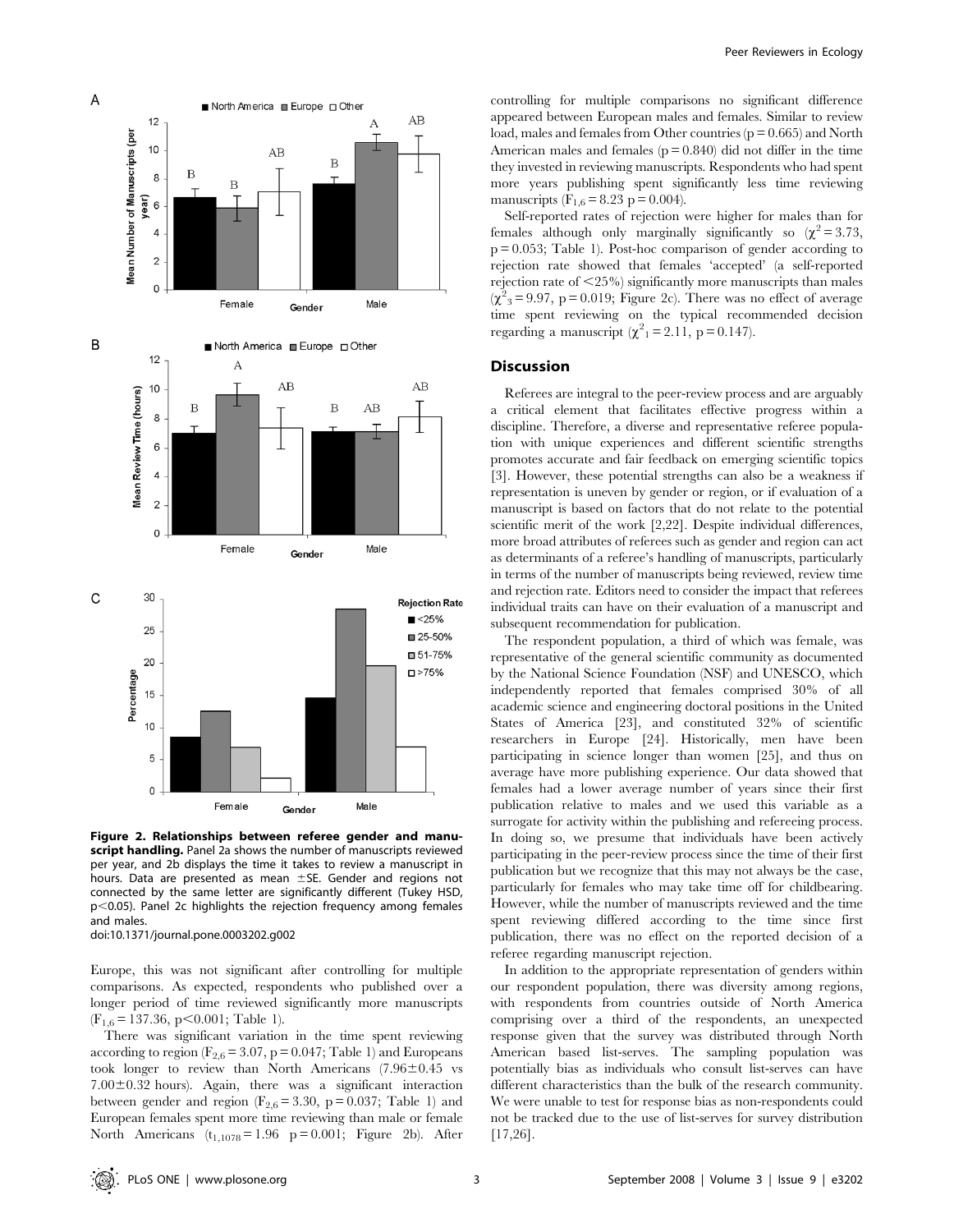Figure 2. Relationships between referee gender and manuscript handling. Panel 2a shows the number of manuscripts reviewed per year, and 2b displays the time it takes to review a manuscript in hours. Data are presented as mean ±SE. Gender and regions not connected by the same letter are significantly different (Tukey HSD, $p<0.05$). Panel 2c highlights the rejection frequency among females and males.
doi:10.1371/journal.pone.0003202.g002

Europe, this was not significant after controlling for multiple comparisons. As expected, respondents who published over a longer period of time reviewed significantly more manuscripts ($F_{1,6} = 137.36$, $p<0.001$; Table 1).

There was significant variation in the time spent reviewing according to region ($F_{2,6} = 3.07$, $p = 0.047$; Table 1) and Europeans took longer to review than North Americans (7.96±0.45 vs 7.00±0.32 hours). Again, there was a significant interaction between gender and region ($F_{2,6} = 3.30$, $p = 0.037$; Table 1) and European females spent more time reviewing than male or female North Americans ($t_{1,1078} = 1.96$ $p = 0.001$; Figure 2b). After controlling for multiple comparisons no significant difference appeared between European males and females. Similar to review load, males and females from Other countries ($p = 0.665$) and North American males and females ($p = 0.840$) did not differ in the time they invested in reviewing manuscripts. Respondents who had spent more years publishing spent significantly less time reviewing manuscripts ($F_{1,6} = 8.23$ $p = 0.004$).

Self-reported rates of rejection were higher for males than for females although only marginally significantly so ($\chi^2 = 3.73$, $p = 0.053$; Table 1). Post-hoc comparison of gender according to rejection rate showed that females 'accepted' (a self-reported rejection rate of <25%) significantly more manuscripts than males ($\chi^2_3 = 9.97$, $p = 0.019$; Figure 2c). There was no effect of average time spent reviewing on the typical recommended decision regarding a manuscript ($\chi^2_1 = 2.11$, $p = 0.147$).

## Discussion

Referees are integral to the peer-review process and are arguably a critical element that facilitates effective progress within a discipline. Therefore, a diverse and representative referee population with unique experiences and different scientific strengths promotes accurate and fair feedback on emerging scientific topics [3]. However, these potential strengths can also be a weakness if representation is uneven by gender or region, or if evaluation of a manuscript is based on factors that do not relate to the potential scientific merit of the work [2,22]. Despite individual differences, more broad attributes of referees such as gender and region can act as determinants of a referee's handling of manuscripts, particularly in terms of the number of manuscripts being reviewed, review time and rejection rate. Editors need to consider the impact that referees individual traits can have on their evaluation of a manuscript and subsequent recommendation for publication.

The respondent population, a third of which was female, was representative of the general scientific community as documented by the National Science Foundation (NSF) and UNESCO, which independently reported that females comprised 30% of all academic science and engineering doctoral positions in the United States of America [23], and constituted 32% of scientific researchers in Europe [24]. Historically, men have been participating in science longer than women [25], and thus on average have more publishing experience. Our data showed that females had a lower average number of years since their first publication relative to males and we used this variable as a surrogate for activity within the publishing and refereeing process. In doing so, we presume that individuals have been actively participating in the peer-review process since the time of their first publication but we recognize that this may not always be the case, particularly for females who may take time off for childbearing. However, while the number of manuscripts reviewed and the time spent reviewing differed according to the time since first publication, there was no effect on the reported decision of a referee regarding manuscript rejection.

In addition to the appropriate representation of genders within our respondent population, there was diversity among regions, with respondents from countries outside of North America comprising over a third of the respondents, an unexpected response given that the survey was distributed through North American based list-serves. The sampling population was potentially bias as individuals who consult list-serves can have different characteristics than the bulk of the research community. We were unable to test for response bias as non-respondents could not be tracked due to the use of list-serves for survey distribution [17,26].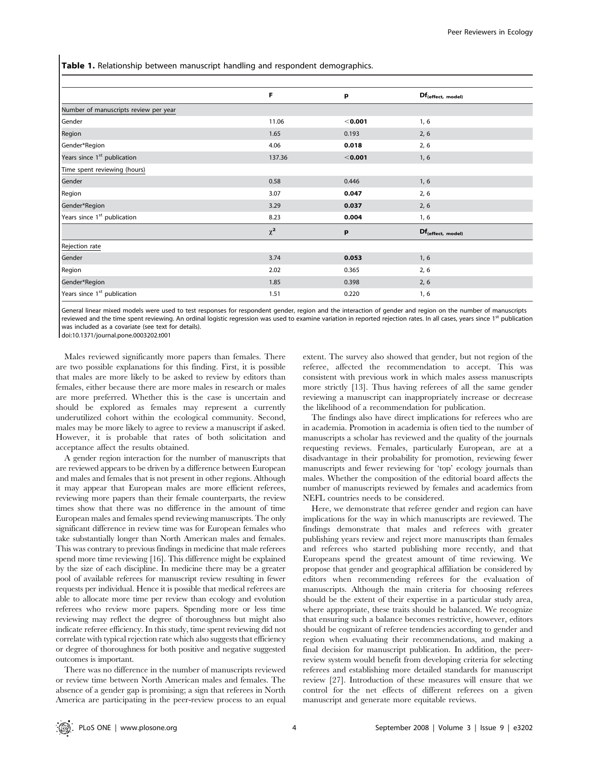**Table 1.** Relationship between manuscript handling and respondent demographics.

| | F | p | $Df_{(effect,\ model)}$ |
|---|---|---|---|
| Number of manuscripts review per year | | | |
| Gender | 11.06 | **<0.001** | 1, 6 |
| Region | 1.65 | 0.193 | 2, 6 |
| Gender*Region | 4.06 | **0.018** | 2, 6 |
| Years since 1st publication | 137.36 | **<0.001** | 1, 6 |
| Time spent reviewing (hours) | | | |
| Gender | 0.58 | 0.446 | 1, 6 |
| Region | 3.07 | **0.047** | 2, 6 |
| Gender*Region | 3.29 | **0.037** | 2, 6 |
| Years since 1st publication | 8.23 | **0.004** | 1, 6 |
| | $\chi^2$ | **p** | $Df_{(effect,\ model)}$ |
| Rejection rate | | | |
| Gender | 3.74 | **0.053** | 1, 6 |
| Region | 2.02 | 0.365 | 2, 6 |
| Gender*Region | 1.85 | 0.398 | 2, 6 |
| Years since 1st publication | 1.51 | 0.220 | 1, 6 |

General linear mixed models were used to test responses for respondent gender, region and the interaction of gender and region on the number of manuscripts reviewed and the time spent reviewing. An ordinal logistic regression was used to examine variation in reported rejection rates. In all cases, years since 1st publication was included as a covariate (see text for details).
doi:10.1371/journal.pone.0003202.t001

Males reviewed significantly more papers than females. There are two possible explanations for this finding. First, it is possible that males are more likely to be asked to review by editors than females, either because there are more males in research or males are more preferred. Whether this is the case is uncertain and should be explored as females may represent a currently underutilized cohort within the ecological community. Second, males may be more likely to agree to review a manuscript if asked. However, it is probable that rates of both solicitation and acceptance affect the results obtained.

A gender region interaction for the number of manuscripts that are reviewed appears to be driven by a difference between European and males and females that is not present in other regions. Although it may appear that European males are more efficient referees, reviewing more papers than their female counterparts, the review times show that there was no difference in the amount of time European males and females spend reviewing manuscripts. The only significant difference in review time was for European females who take substantially longer than North American males and females. This was contrary to previous findings in medicine that male referees spend more time reviewing [16]. This difference might be explained by the size of each discipline. In medicine there may be a greater pool of available referees for manuscript review resulting in fewer requests per individual. Hence it is possible that medical referees are able to allocate more time per review than ecology and evolution referees who review more papers. Spending more or less time reviewing may reflect the degree of thoroughness but might also indicate referee efficiency. In this study, time spent reviewing did not correlate with typical rejection rate which also suggests that efficiency or degree of thoroughness for both positive and negative suggested outcomes is important.

There was no difference in the number of manuscripts reviewed or review time between North American males and females. The absence of a gender gap is promising; a sign that referees in North America are participating in the peer-review process to an equal extent. The survey also showed that gender, but not region of the referee, affected the recommendation to accept. This was consistent with previous work in which males assess manuscripts more strictly [13]. Thus having referees of all the same gender reviewing a manuscript can inappropriately increase or decrease the likelihood of a recommendation for publication.

The findings also have direct implications for referees who are in academia. Promotion in academia is often tied to the number of manuscripts a scholar has reviewed and the quality of the journals requesting reviews. Females, particularly European, are at a disadvantage in their probability for promotion, reviewing fewer manuscripts and fewer reviewing for 'top' ecology journals than males. Whether the composition of the editorial board affects the number of manuscripts reviewed by females and academics from NEFL countries needs to be considered.

Here, we demonstrate that referee gender and region can have implications for the way in which manuscripts are reviewed. The findings demonstrate that males and referees with greater publishing years review and reject more manuscripts than females and referees who started publishing more recently, and that Europeans spend the greatest amount of time reviewing. We propose that gender and geographical affiliation be considered by editors when recommending referees for the evaluation of manuscripts. Although the main criteria for choosing referees should be the extent of their expertise in a particular study area, where appropriate, these traits should be balanced. We recognize that ensuring such a balance becomes restrictive, however, editors should be cognizant of referee tendencies according to gender and region when evaluating their recommendations, and making a final decision for manuscript publication. In addition, the peer-review system would benefit from developing criteria for selecting referees and establishing more detailed standards for manuscript review [27]. Introduction of these measures will ensure that we control for the net effects of different referees on a given manuscript and generate more equitable reviews.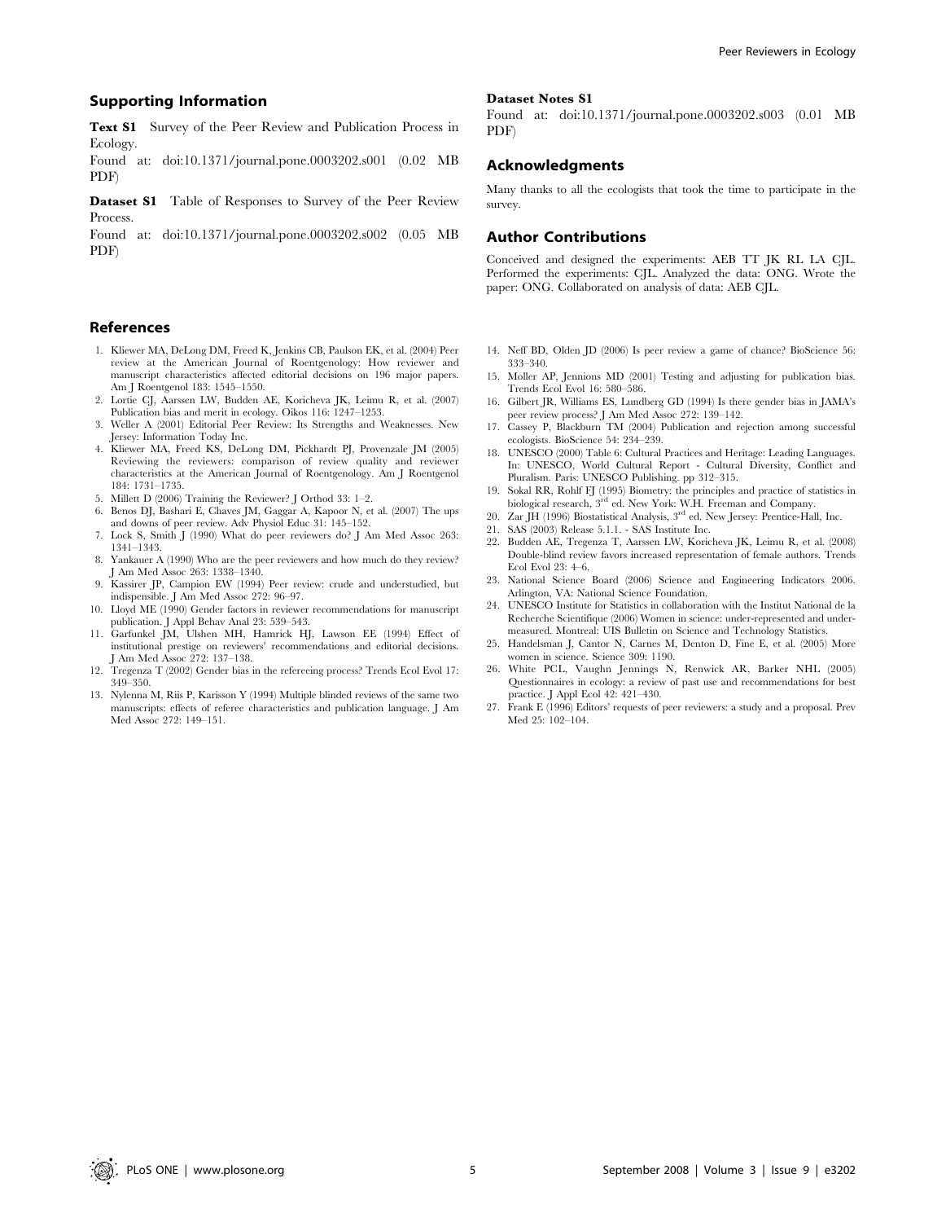## Supporting Information

**Text S1** Survey of the Peer Review and Publication Process in Ecology.

Found at: doi:10.1371/journal.pone.0003202.s001 (0.02 MB PDF)

**Dataset S1** Table of Responses to Survey of the Peer Review Process.

Found at: doi:10.1371/journal.pone.0003202.s002 (0.05 MB PDF)

**Dataset Notes S1**

Found at: doi:10.1371/journal.pone.0003202.s003 (0.01 MB PDF)

## Acknowledgments

Many thanks to all the ecologists that took the time to participate in the survey.

## Author Contributions

Conceived and designed the experiments: AEB TT JK RL LA CJL. Performed the experiments: CJL. Analyzed the data: ONG. Wrote the paper: ONG. Collaborated on analysis of data: AEB CJL.

## References

1. Kliewer MA, DeLong DM, Freed K, Jenkins CB, Paulson EK, et al. (2004) Peer review at the American Journal of Roentgenology: How reviewer and manuscript characteristics affected editorial decisions on 196 major papers. Am J Roentgenol 183: 1545–1550.
2. Lortie CJ, Aarssen LW, Budden AE, Koricheva JK, Leimu R, et al. (2007) Publication bias and merit in ecology. Oikos 116: 1247–1253.
3. Weller A (2001) Editorial Peer Review: Its Strengths and Weaknesses. New Jersey: Information Today Inc.
4. Kliewer MA, Freed KS, DeLong DM, Pickhardt PJ, Provenzale JM (2005) Reviewing the reviewers: comparison of review quality and reviewer characteristics at the American Journal of Roentgenology. Am J Roentgenol 184: 1731–1735.
5. Millett D (2006) Training the Reviewer? J Orthod 33: 1–2.
6. Benos DJ, Bashari E, Chaves JM, Gaggar A, Kapoor N, et al. (2007) The ups and downs of peer review. Adv Physiol Educ 31: 145–152.
7. Lock S, Smith J (1990) What do peer reviewers do? J Am Med Assoc 263: 1341–1343.
8. Yankauer A (1990) Who are the peer reviewers and how much do they review? J Am Med Assoc 263: 1338–1340.
9. Kassirer JP, Campion EW (1994) Peer review: crude and understudied, but indispensible. J Am Med Assoc 272: 96–97.
10. Lloyd ME (1990) Gender factors in reviewer recommendations for manuscript publication. J Appl Behav Anal 23: 539–543.
11. Garfunkel JM, Ulshen MH, Hamrick HJ, Lawson EE (1994) Effect of institutional prestige on reviewers' recommendations and editorial decisions. J Am Med Assoc 272: 137–138.
12. Tregenza T (2002) Gender bias in the refereeing process? Trends Ecol Evol 17: 349–350.
13. Nylenna M, Riis P, Karisson Y (1994) Multiple blinded reviews of the same two manuscripts: effects of referee characteristics and publication language. J Am Med Assoc 272: 149–151.
14. Neff BD, Olden JD (2006) Is peer review a game of chance? BioScience 56: 333–340.
15. Moller AP, Jennions MD (2001) Testing and adjusting for publication bias. Trends Ecol Evol 16: 580–586.
16. Gilbert JR, Williams ES, Lundberg GD (1994) Is there gender bias in JAMA's peer review process? J Am Med Assoc 272: 139–142.
17. Cassey P, Blackburn TM (2004) Publication and rejection among successful ecologists. BioScience 54: 234–239.
18. UNESCO (2000) Table 6: Cultural Practices and Heritage: Leading Languages. In: UNESCO, World Cultural Report - Cultural Diversity, Conflict and Pluralism. Paris: UNESCO Publishing. pp 312–315.
19. Sokal RR, Rohlf FJ (1995) Biometry: the principles and practice of statistics in biological research, 3rd ed. New York: W.H. Freeman and Company.
20. Zar JH (1996) Biostatistical Analysis, 3rd ed. New Jersey: Prentice-Hall, Inc.
21. SAS (2003) Release 5.1.1. - SAS Institute Inc.
22. Budden AE, Tregenza T, Aarssen LW, Koricheva JK, Leimu R, et al. (2008) Double-blind review favors increased representation of female authors. Trends Ecol Evol 23: 4–6.
23. National Science Board (2006) Science and Engineering Indicators 2006. Arlington, VA: National Science Foundation.
24. UNESCO Institute for Statistics in collaboration with the Institut National de la Recherche Scientifique (2006) Women in science: under-represented and under-measured. Montreal: UIS Bulletin on Science and Technology Statistics.
25. Handelsman J, Cantor N, Carnes M, Denton D, Fine E, et al. (2005) More women in science. Science 309: 1190.
26. White PCL, Vaughn Jennings N, Renwick AR, Barker NHL (2005) Questionnaires in ecology: a review of past use and recommendations for best practice. J Appl Ecol 42: 421–430.
27. Frank E (1996) Editors' requests of peer reviewers: a study and a proposal. Prev Med 25: 102–104.